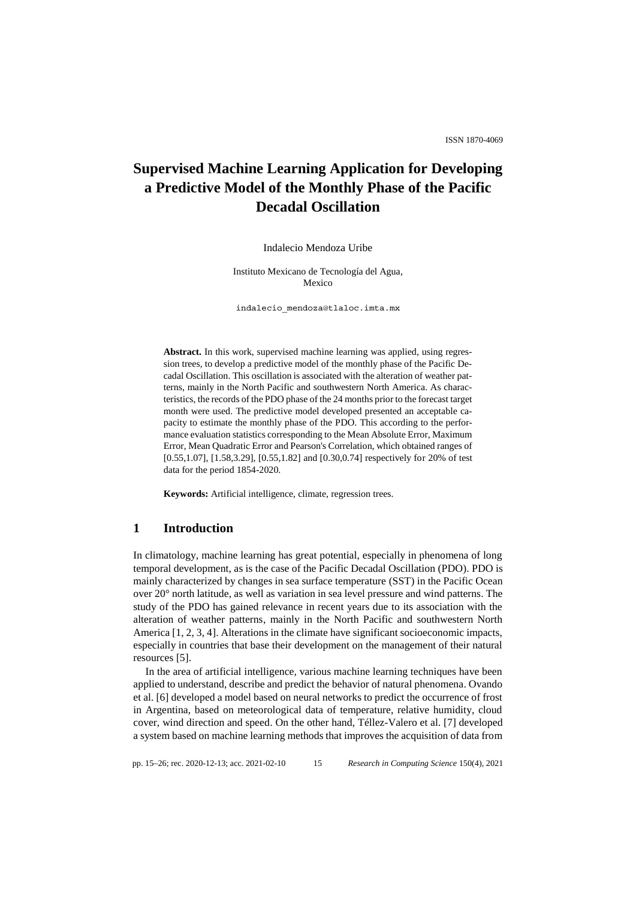# Supervised Machine Learning Application for Developing a Predictive Model of the Monthly Phase of the Pacific Decadal Oscillation

Indalecio Mendoza Uribe

Instituto Mexicano de Tecnología del Agua,
Mexico

indalecio_mendoza@tlaloc.imta.mx

**Abstract.** In this work, supervised machine learning was applied, using regression trees, to develop a predictive model of the monthly phase of the Pacific Decadal Oscillation. This oscillation is associated with the alteration of weather patterns, mainly in the North Pacific and southwestern North America. As characteristics, the records of the PDO phase of the 24 months prior to the forecast target month were used. The predictive model developed presented an acceptable capacity to estimate the monthly phase of the PDO. This according to the performance evaluation statistics corresponding to the Mean Absolute Error, Maximum Error, Mean Quadratic Error and Pearson's Correlation, which obtained ranges of [0.55,1.07], [1.58,3.29], [0.55,1.82] and [0.30,0.74] respectively for 20% of test data for the period 1854-2020.

**Keywords:** Artificial intelligence, climate, regression trees.

## 1 Introduction

In climatology, machine learning has great potential, especially in phenomena of long temporal development, as is the case of the Pacific Decadal Oscillation (PDO). PDO is mainly characterized by changes in sea surface temperature (SST) in the Pacific Ocean over 20° north latitude, as well as variation in sea level pressure and wind patterns. The study of the PDO has gained relevance in recent years due to its association with the alteration of weather patterns, mainly in the North Pacific and southwestern North America [1, 2, 3, 4]. Alterations in the climate have significant socioeconomic impacts, especially in countries that base their development on the management of their natural resources [5].

In the area of artificial intelligence, various machine learning techniques have been applied to understand, describe and predict the behavior of natural phenomena. Ovando et al. [6] developed a model based on neural networks to predict the occurrence of frost in Argentina, based on meteorological data of temperature, relative humidity, cloud cover, wind direction and speed. On the other hand, Téllez-Valero et al. [7] developed a system based on machine learning methods that improves the acquisition of data from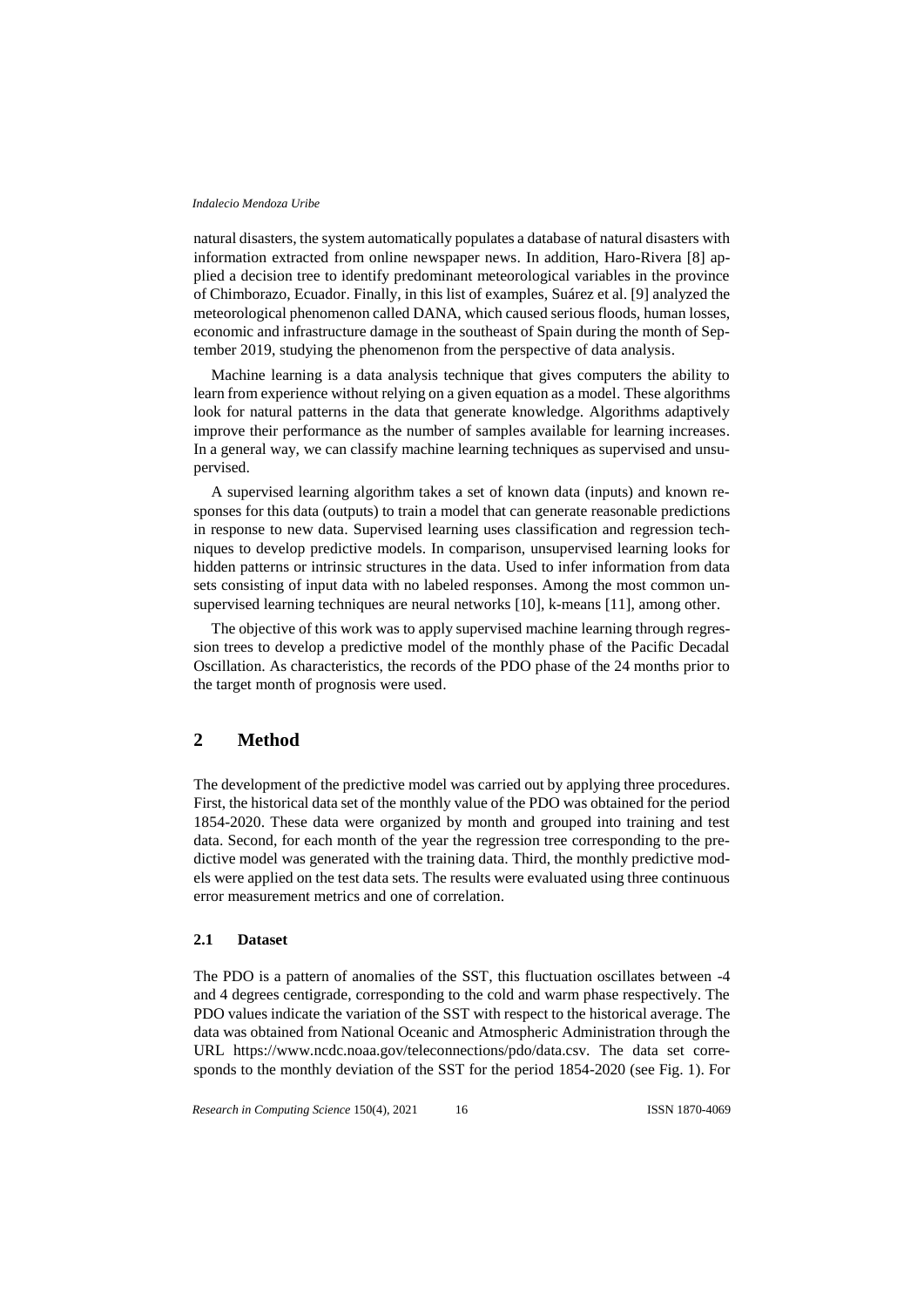natural disasters, the system automatically populates a database of natural disasters with information extracted from online newspaper news. In addition, Haro-Rivera [8] applied a decision tree to identify predominant meteorological variables in the province of Chimborazo, Ecuador. Finally, in this list of examples, Suárez et al. [9] analyzed the meteorological phenomenon called DANA, which caused serious floods, human losses, economic and infrastructure damage in the southeast of Spain during the month of September 2019, studying the phenomenon from the perspective of data analysis.

Machine learning is a data analysis technique that gives computers the ability to learn from experience without relying on a given equation as a model. These algorithms look for natural patterns in the data that generate knowledge. Algorithms adaptively improve their performance as the number of samples available for learning increases. In a general way, we can classify machine learning techniques as supervised and unsupervised.

A supervised learning algorithm takes a set of known data (inputs) and known responses for this data (outputs) to train a model that can generate reasonable predictions in response to new data. Supervised learning uses classification and regression techniques to develop predictive models. In comparison, unsupervised learning looks for hidden patterns or intrinsic structures in the data. Used to infer information from data sets consisting of input data with no labeled responses. Among the most common unsupervised learning techniques are neural networks [10], k-means [11], among other.

The objective of this work was to apply supervised machine learning through regression trees to develop a predictive model of the monthly phase of the Pacific Decadal Oscillation. As characteristics, the records of the PDO phase of the 24 months prior to the target month of prognosis were used.

## 2 Method

The development of the predictive model was carried out by applying three procedures. First, the historical data set of the monthly value of the PDO was obtained for the period 1854-2020. These data were organized by month and grouped into training and test data. Second, for each month of the year the regression tree corresponding to the predictive model was generated with the training data. Third, the monthly predictive models were applied on the test data sets. The results were evaluated using three continuous error measurement metrics and one of correlation.

### 2.1 Dataset

The PDO is a pattern of anomalies of the SST, this fluctuation oscillates between -4 and 4 degrees centigrade, corresponding to the cold and warm phase respectively. The PDO values indicate the variation of the SST with respect to the historical average. The data was obtained from National Oceanic and Atmospheric Administration through the URL https://www.ncdc.noaa.gov/teleconnections/pdo/data.csv. The data set corresponds to the monthly deviation of the SST for the period 1854-2020 (see Fig. 1). For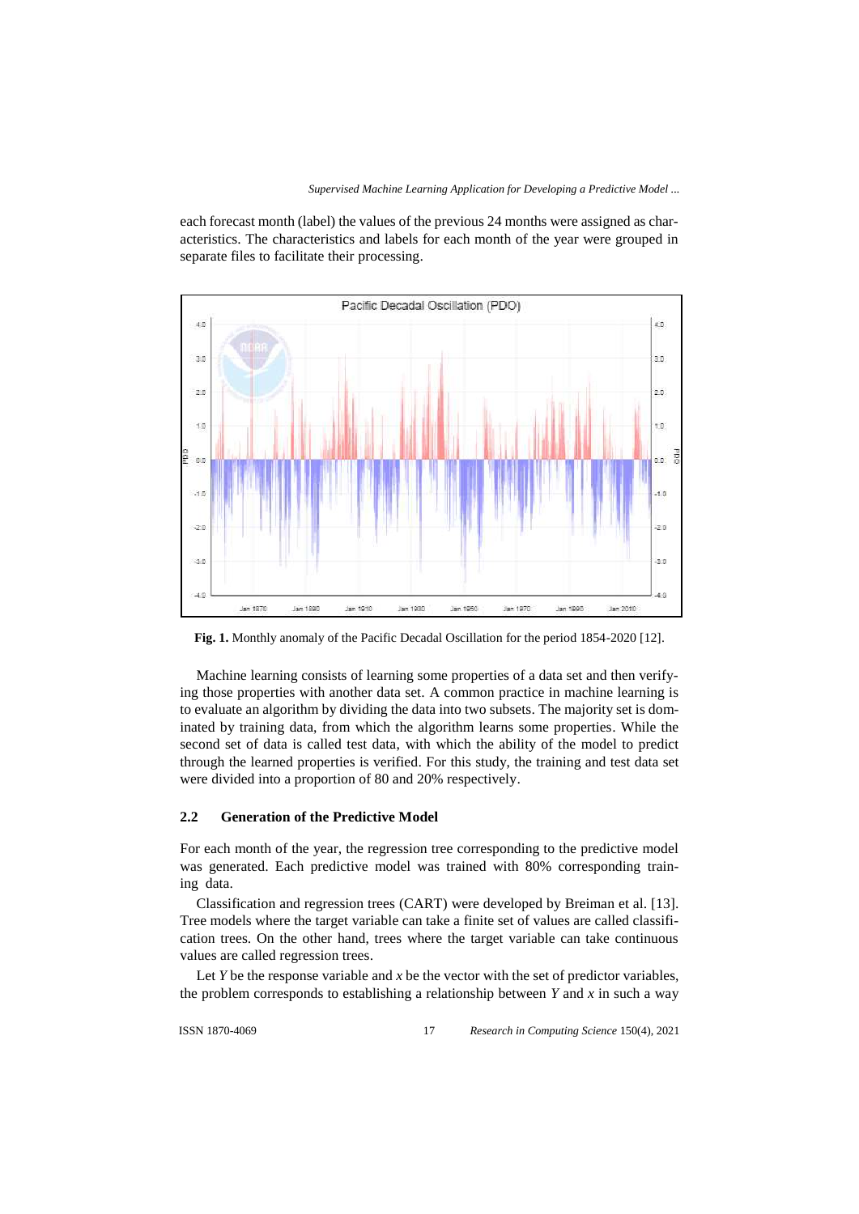each forecast month (label) the values of the previous 24 months were assigned as characteristics. The characteristics and labels for each month of the year were grouped in separate files to facilitate their processing.

**Fig. 1.** Monthly anomaly of the Pacific Decadal Oscillation for the period 1854-2020 [12].

Machine learning consists of learning some properties of a data set and then verifying those properties with another data set. A common practice in machine learning is to evaluate an algorithm by dividing the data into two subsets. The majority set is dominated by training data, from which the algorithm learns some properties. While the second set of data is called test data, with which the ability of the model to predict through the learned properties is verified. For this study, the training and test data set were divided into a proportion of 80 and 20% respectively.

### 2.2 Generation of the Predictive Model

For each month of the year, the regression tree corresponding to the predictive model was generated. Each predictive model was trained with 80% corresponding training data.

Classification and regression trees (CART) were developed by Breiman et al. [13]. Tree models where the target variable can take a finite set of values are called classification trees. On the other hand, trees where the target variable can take continuous values are called regression trees.

Let $Y$ be the response variable and $x$ be the vector with the set of predictor variables, the problem corresponds to establishing a relationship between $Y$ and $x$ in such a way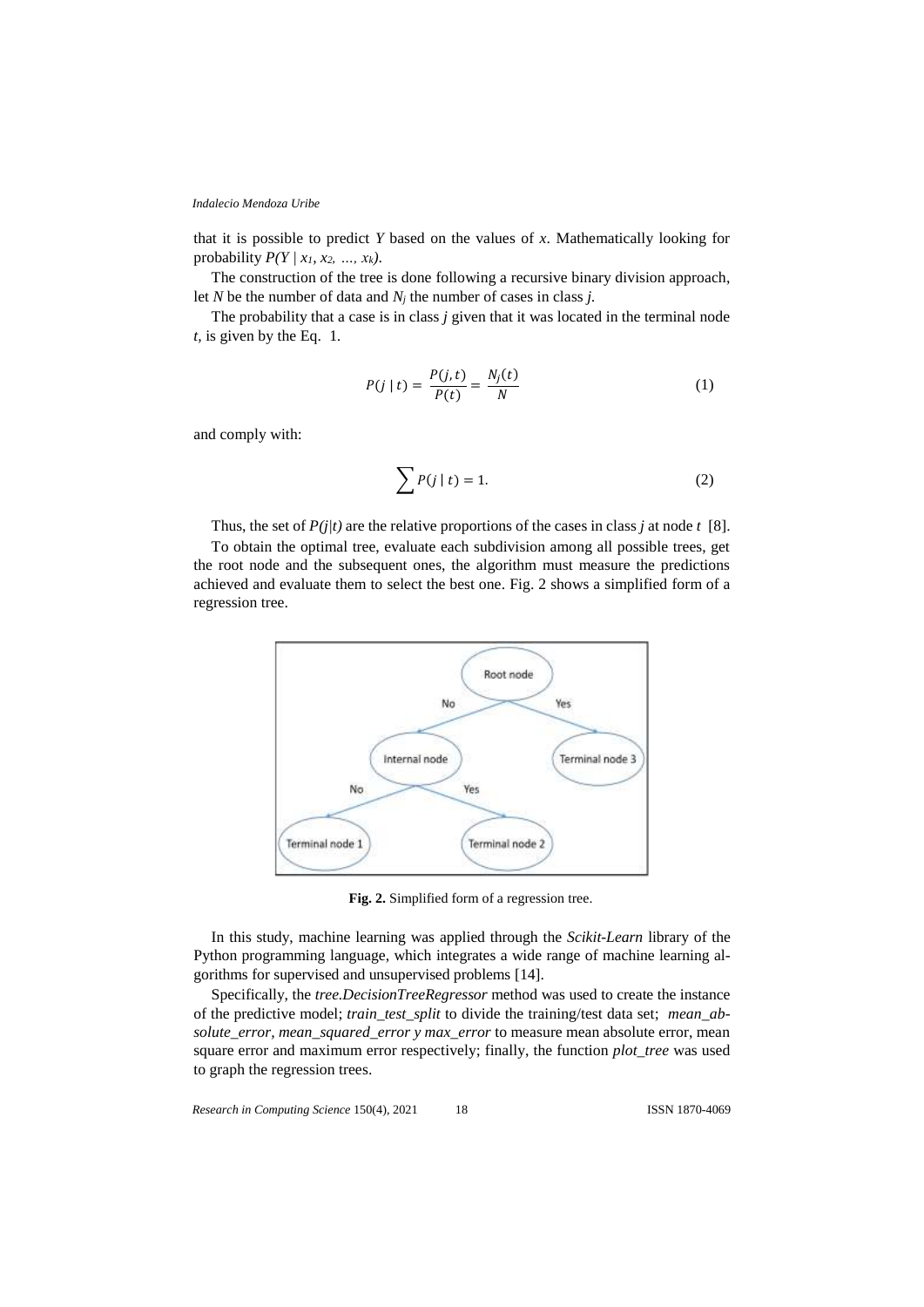that it is possible to predict *Y* based on the values of *x*. Mathematically looking for probability $P(Y \mid x_1, x_2, \ldots, x_k)$.

The construction of the tree is done following a recursive binary division approach, let *N* be the number of data and $N_j$ the number of cases in class *j*.

The probability that a case is in class *j* given that it was located in the terminal node *t*, is given by the Eq. 1.

$$P(j \mid t) = \frac{P(j,t)}{P(t)} = \frac{N_j(t)}{N} \tag{1}$$

and comply with:

$$\sum P(j \mid t) = 1. \tag{2}$$

Thus, the set of $P(j|t)$ are the relative proportions of the cases in class *j* at node *t* [8].

To obtain the optimal tree, evaluate each subdivision among all possible trees, get the root node and the subsequent ones, the algorithm must measure the predictions achieved and evaluate them to select the best one. Fig. 2 shows a simplified form of a regression tree.

**Fig. 2.** Simplified form of a regression tree.

In this study, machine learning was applied through the *Scikit-Learn* library of the Python programming language, which integrates a wide range of machine learning algorithms for supervised and unsupervised problems [14].

Specifically, the *tree.DecisionTreeRegressor* method was used to create the instance of the predictive model; *train_test_split* to divide the training/test data set; *mean_absolute_error*, *mean_squared_error y max_error* to measure mean absolute error, mean square error and maximum error respectively; finally, the function *plot_tree* was used to graph the regression trees.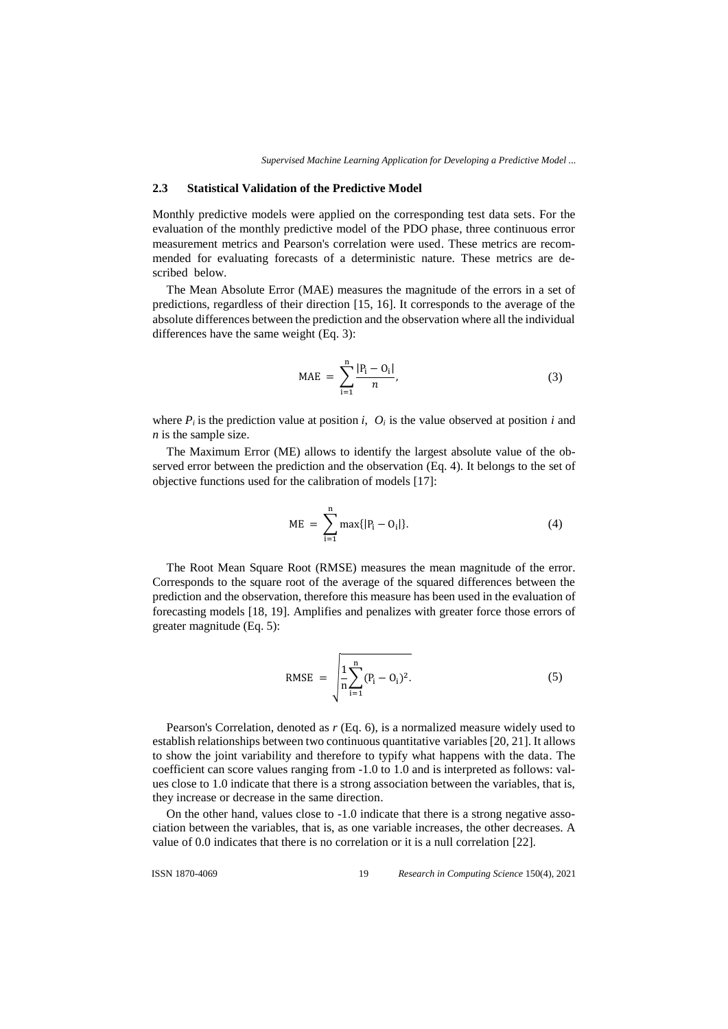### 2.3 Statistical Validation of the Predictive Model

Monthly predictive models were applied on the corresponding test data sets. For the evaluation of the monthly predictive model of the PDO phase, three continuous error measurement metrics and Pearson's correlation were used. These metrics are recommended for evaluating forecasts of a deterministic nature. These metrics are described below.

The Mean Absolute Error (MAE) measures the magnitude of the errors in a set of predictions, regardless of their direction [15, 16]. It corresponds to the average of the absolute differences between the prediction and the observation where all the individual differences have the same weight (Eq. 3):

$$\mathrm{MAE} = \sum_{\mathrm{i}=1}^{\mathrm{n}} \frac{|\mathrm{P_i} - \mathrm{O_i}|}{n}, \tag{3}$$

where $P_i$ is the prediction value at position $i$, $O_i$ is the value observed at position $i$ and $n$ is the sample size.

The Maximum Error (ME) allows to identify the largest absolute value of the observed error between the prediction and the observation (Eq. 4). It belongs to the set of objective functions used for the calibration of models [17]:

$$\mathrm{ME} = \sum_{\mathrm{i}=1}^{\mathrm{n}} \max\{|\mathrm{P_i} - \mathrm{O_i}|\}. \tag{4}$$

The Root Mean Square Root (RMSE) measures the mean magnitude of the error. Corresponds to the square root of the average of the squared differences between the prediction and the observation, therefore this measure has been used in the evaluation of forecasting models [18, 19]. Amplifies and penalizes with greater force those errors of greater magnitude (Eq. 5):

$$\mathrm{RMSE} = \sqrt{\frac{1}{\mathrm{n}} \sum_{\mathrm{i}=1}^{\mathrm{n}} (\mathrm{P_i} - \mathrm{O_i})^2}. \tag{5}$$

Pearson's Correlation, denoted as $r$ (Eq. 6), is a normalized measure widely used to establish relationships between two continuous quantitative variables [20, 21]. It allows to show the joint variability and therefore to typify what happens with the data. The coefficient can score values ranging from -1.0 to 1.0 and is interpreted as follows: values close to 1.0 indicate that there is a strong association between the variables, that is, they increase or decrease in the same direction.

On the other hand, values close to -1.0 indicate that there is a strong negative association between the variables, that is, as one variable increases, the other decreases. A value of 0.0 indicates that there is no correlation or it is a null correlation [22].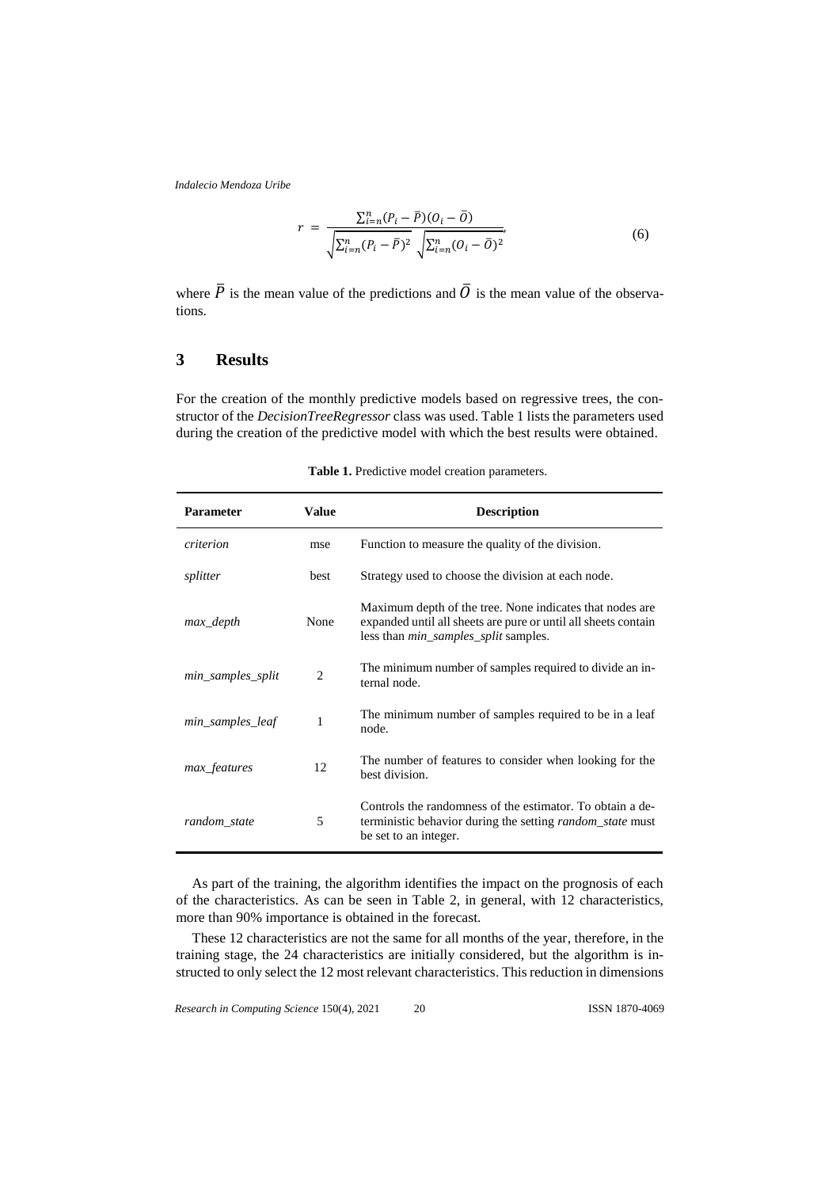$$r = \frac{\sum_{i=n}^{n}(P_i - \bar{P})(O_i - \bar{O})}{\sqrt{\sum_{i=n}^{n}(P_i - \bar{P})^2}\ \sqrt{\sum_{i=n}^{n}(O_i - \bar{O})^2}}, \tag{6}$$

where $\bar{P}$ is the mean value of the predictions and $\bar{O}$ is the mean value of the observations.

## 3 Results

For the creation of the monthly predictive models based on regressive trees, the constructor of the *DecisionTreeRegressor* class was used. Table 1 lists the parameters used during the creation of the predictive model with which the best results were obtained.

**Table 1.** Predictive model creation parameters.

| Parameter | Value | Description |
|---|---|---|
| *criterion* | mse | Function to measure the quality of the division. |
| *splitter* | best | Strategy used to choose the division at each node. |
| *max_depth* | None | Maximum depth of the tree. None indicates that nodes are expanded until all sheets are pure or until all sheets contain less than *min_samples_split* samples. |
| *min_samples_split* | 2 | The minimum number of samples required to divide an internal node. |
| *min_samples_leaf* | 1 | The minimum number of samples required to be in a leaf node. |
| *max_features* | 12 | The number of features to consider when looking for the best division. |
| *random_state* | 5 | Controls the randomness of the estimator. To obtain a deterministic behavior during the setting *random_state* must be set to an integer. |

As part of the training, the algorithm identifies the impact on the prognosis of each of the characteristics. As can be seen in Table 2, in general, with 12 characteristics, more than 90% importance is obtained in the forecast.

These 12 characteristics are not the same for all months of the year, therefore, in the training stage, the 24 characteristics are initially considered, but the algorithm is instructed to only select the 12 most relevant characteristics. This reduction in dimensions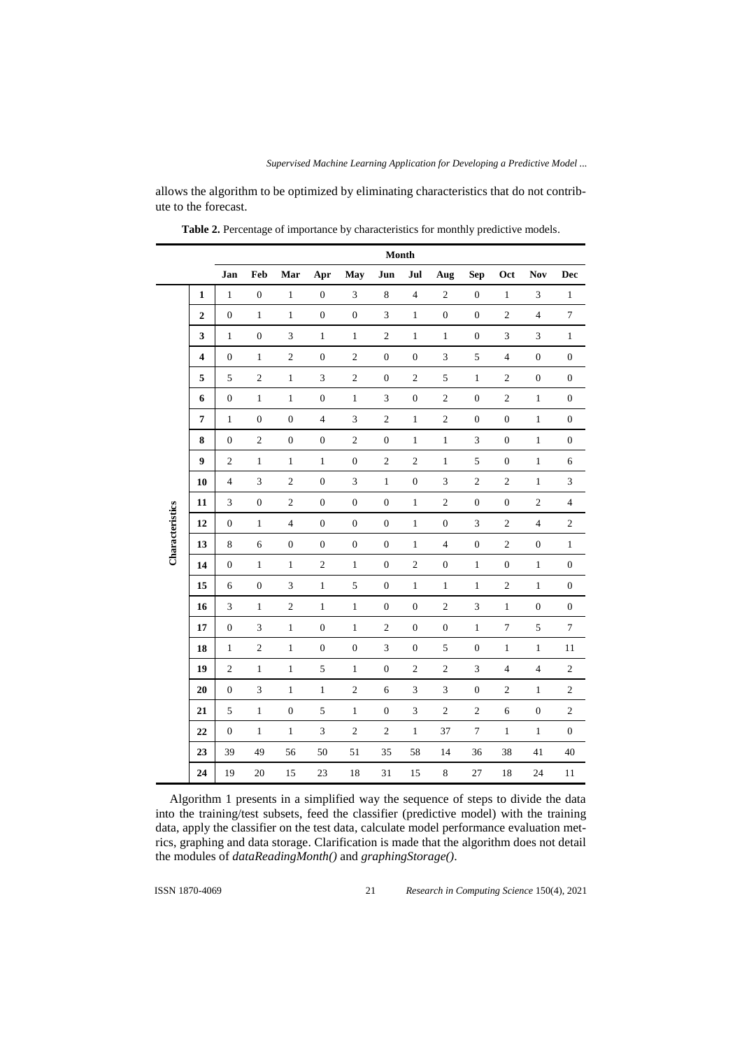allows the algorithm to be optimized by eliminating characteristics that do not contribute to the forecast.

**Table 2.** Percentage of importance by characteristics for monthly predictive models.

| | | Month | | | | | | | | | | | |
|---|---|---|---|---|---|---|---|---|---|---|---|---|---|
| | | **Jan** | **Feb** | **Mar** | **Apr** | **May** | **Jun** | **Jul** | **Aug** | **Sep** | **Oct** | **Nov** | **Dec** |
| **Characteristics** | **1** | 1 | 0 | 1 | 0 | 3 | 8 | 4 | 2 | 0 | 1 | 3 | 1 |
| | **2** | 0 | 1 | 1 | 0 | 0 | 3 | 1 | 0 | 0 | 2 | 4 | 7 |
| | **3** | 1 | 0 | 3 | 1 | 1 | 2 | 1 | 1 | 0 | 3 | 3 | 1 |
| | **4** | 0 | 1 | 2 | 0 | 2 | 0 | 0 | 3 | 5 | 4 | 0 | 0 |
| | **5** | 5 | 2 | 1 | 3 | 2 | 0 | 2 | 5 | 1 | 2 | 0 | 0 |
| | **6** | 0 | 1 | 1 | 0 | 1 | 3 | 0 | 2 | 0 | 2 | 1 | 0 |
| | **7** | 1 | 0 | 0 | 4 | 3 | 2 | 1 | 2 | 0 | 0 | 1 | 0 |
| | **8** | 0 | 2 | 0 | 0 | 2 | 0 | 1 | 1 | 3 | 0 | 1 | 0 |
| | **9** | 2 | 1 | 1 | 1 | 0 | 2 | 2 | 1 | 5 | 0 | 1 | 6 |
| | **10** | 4 | 3 | 2 | 0 | 3 | 1 | 0 | 3 | 2 | 2 | 1 | 3 |
| | **11** | 3 | 0 | 2 | 0 | 0 | 0 | 1 | 2 | 0 | 0 | 2 | 4 |
| | **12** | 0 | 1 | 4 | 0 | 0 | 0 | 1 | 0 | 3 | 2 | 4 | 2 |
| | **13** | 8 | 6 | 0 | 0 | 0 | 0 | 1 | 4 | 0 | 2 | 0 | 1 |
| | **14** | 0 | 1 | 1 | 2 | 1 | 0 | 2 | 0 | 1 | 0 | 1 | 0 |
| | **15** | 6 | 0 | 3 | 1 | 5 | 0 | 1 | 1 | 1 | 2 | 1 | 0 |
| | **16** | 3 | 1 | 2 | 1 | 1 | 0 | 0 | 2 | 3 | 1 | 0 | 0 |
| | **17** | 0 | 3 | 1 | 0 | 1 | 2 | 0 | 0 | 1 | 7 | 5 | 7 |
| | **18** | 1 | 2 | 1 | 0 | 0 | 3 | 0 | 5 | 0 | 1 | 1 | 11 |
| | **19** | 2 | 1 | 1 | 5 | 1 | 0 | 2 | 2 | 3 | 4 | 4 | 2 |
| | **20** | 0 | 3 | 1 | 1 | 2 | 6 | 3 | 3 | 0 | 2 | 1 | 2 |
| | **21** | 5 | 1 | 0 | 5 | 1 | 0 | 3 | 2 | 2 | 6 | 0 | 2 |
| | **22** | 0 | 1 | 1 | 3 | 2 | 2 | 1 | 37 | 7 | 1 | 1 | 0 |
| | **23** | 39 | 49 | 56 | 50 | 51 | 35 | 58 | 14 | 36 | 38 | 41 | 40 |
| | **24** | 19 | 20 | 15 | 23 | 18 | 31 | 15 | 8 | 27 | 18 | 24 | 11 |

Algorithm 1 presents in a simplified way the sequence of steps to divide the data into the training/test subsets, feed the classifier (predictive model) with the training data, apply the classifier on the test data, calculate model performance evaluation metrics, graphing and data storage. Clarification is made that the algorithm does not detail the modules of *dataReadingMonth()* and *graphingStorage()*.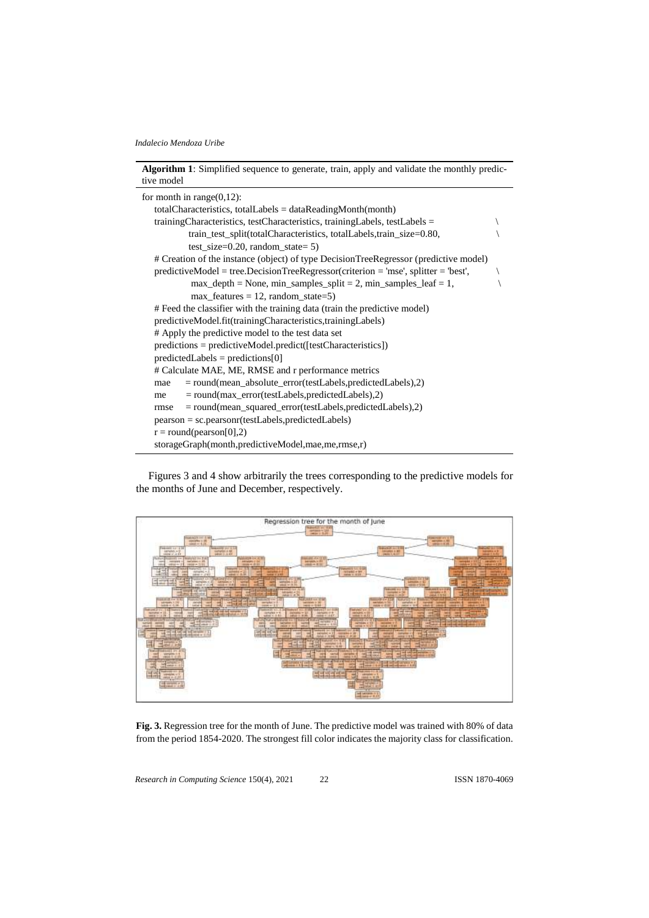**Algorithm 1**: Simplified sequence to generate, train, apply and validate the monthly predictive model

```
for month in range(0,12):
    totalCharacteristics, totalLabels = dataReadingMonth(month)
    trainingCharacteristics, testCharacteristics, trainingLabels, testLabels =              \
            train_test_split(totalCharacteristics, totalLabels,train_size=0.80,              \
            test_size=0.20, random_state= 5)
    # Creation of the instance (object) of type DecisionTreeRegressor (predictive model)
    predictiveModel = tree.DecisionTreeRegressor(criterion = 'mse', splitter = 'best',      \
             max_depth = None, min_samples_split = 2, min_samples_leaf = 1,                  \
             max_features = 12, random_state=5)
    # Feed the classifier with the training data (train the predictive model)
    predictiveModel.fit(trainingCharacteristics,trainingLabels)
    # Apply the predictive model to the test data set
    predictions = predictiveModel.predict([testCharacteristics])
    predictedLabels = predictions[0]
    # Calculate MAE, ME, RMSE and r performance metrics
    mae     = round(mean_absolute_error(testLabels,predictedLabels),2)
    me      = round(max_error(testLabels,predictedLabels),2)
    rmse    = round(mean_squared_error(testLabels,predictedLabels),2)
    pearson = sc.pearsonr(testLabels,predictedLabels)
    r = round(pearson[0],2)
    storageGraph(month,predictiveModel,mae,me,rmse,r)
```

Figures 3 and 4 show arbitrarily the trees corresponding to the predictive models for the months of June and December, respectively.

**Fig. 3.** Regression tree for the month of June. The predictive model was trained with 80% of data from the period 1854-2020. The strongest fill color indicates the majority class for classification.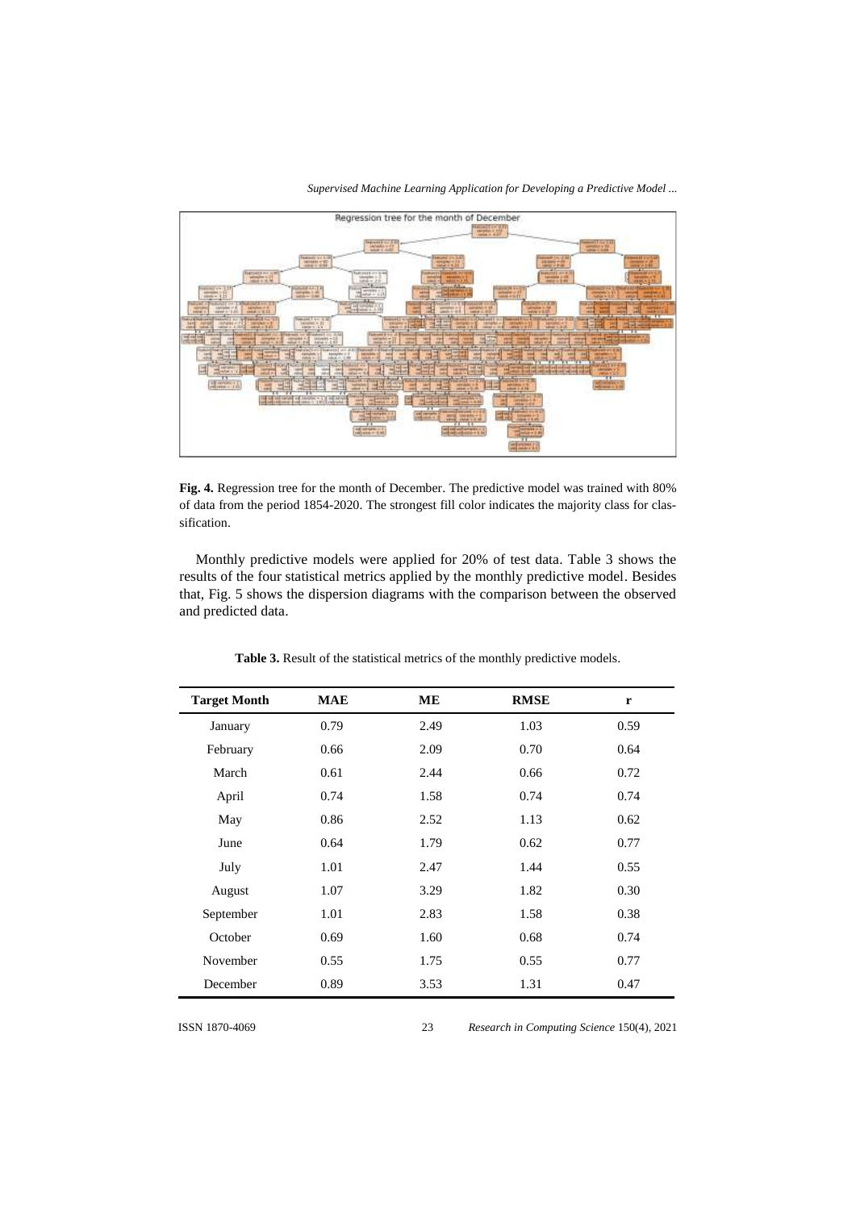**Fig. 4.** Regression tree for the month of December. The predictive model was trained with 80% of data from the period 1854-2020. The strongest fill color indicates the majority class for classification.

Monthly predictive models were applied for 20% of test data. Table 3 shows the results of the four statistical metrics applied by the monthly predictive model. Besides that, Fig. 5 shows the dispersion diagrams with the comparison between the observed and predicted data.

**Table 3.** Result of the statistical metrics of the monthly predictive models.

| Target Month | MAE | ME | RMSE | r |
|---|---|---|---|---|
| January | 0.79 | 2.49 | 1.03 | 0.59 |
| February | 0.66 | 2.09 | 0.70 | 0.64 |
| March | 0.61 | 2.44 | 0.66 | 0.72 |
| April | 0.74 | 1.58 | 0.74 | 0.74 |
| May | 0.86 | 2.52 | 1.13 | 0.62 |
| June | 0.64 | 1.79 | 0.62 | 0.77 |
| July | 1.01 | 2.47 | 1.44 | 0.55 |
| August | 1.07 | 3.29 | 1.82 | 0.30 |
| September | 1.01 | 2.83 | 1.58 | 0.38 |
| October | 0.69 | 1.60 | 0.68 | 0.74 |
| November | 0.55 | 1.75 | 0.55 | 0.77 |
| December | 0.89 | 3.53 | 1.31 | 0.47 |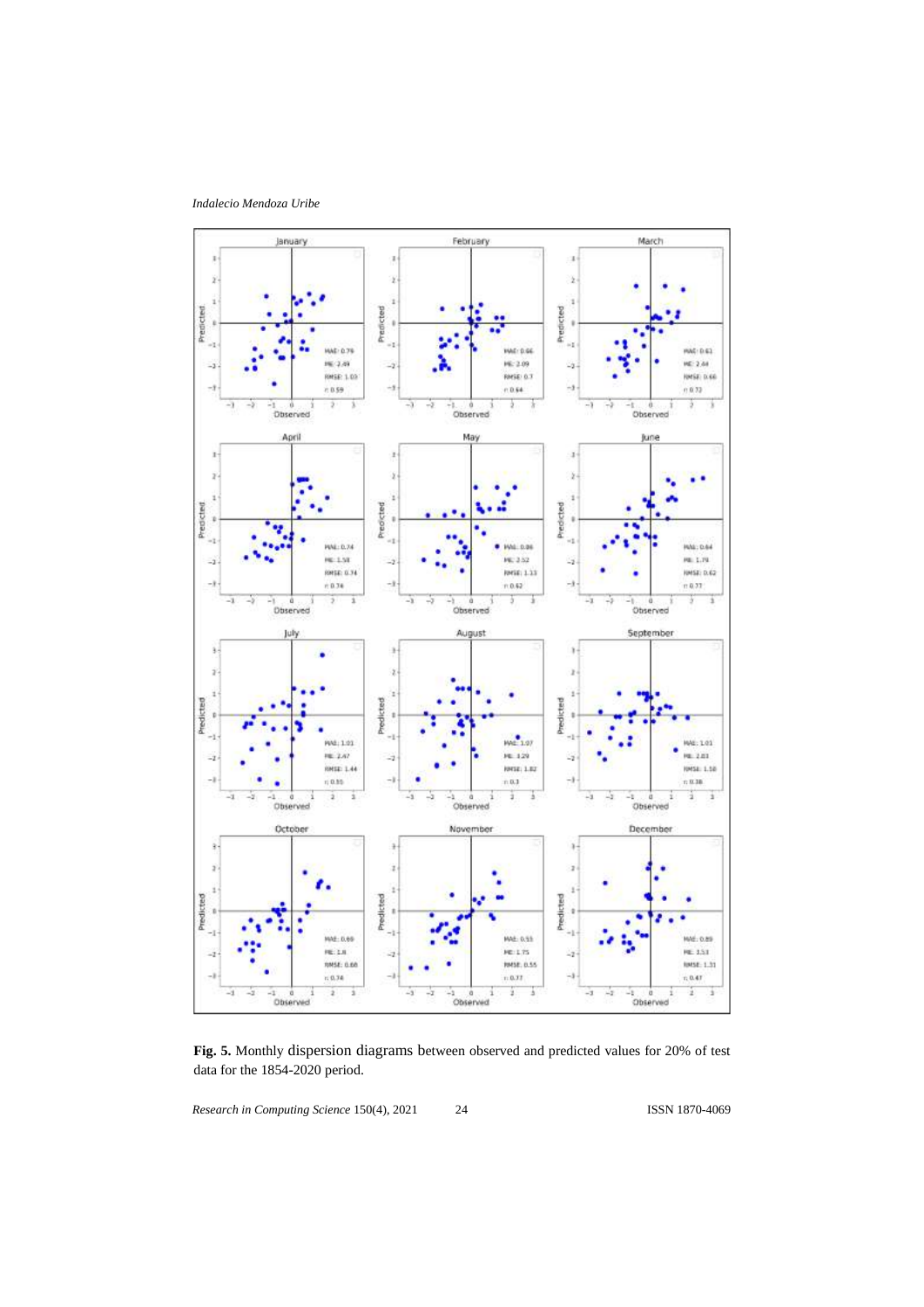**Fig. 5.** Monthly dispersion diagrams between observed and predicted values for 20% of test data for the 1854-2020 period.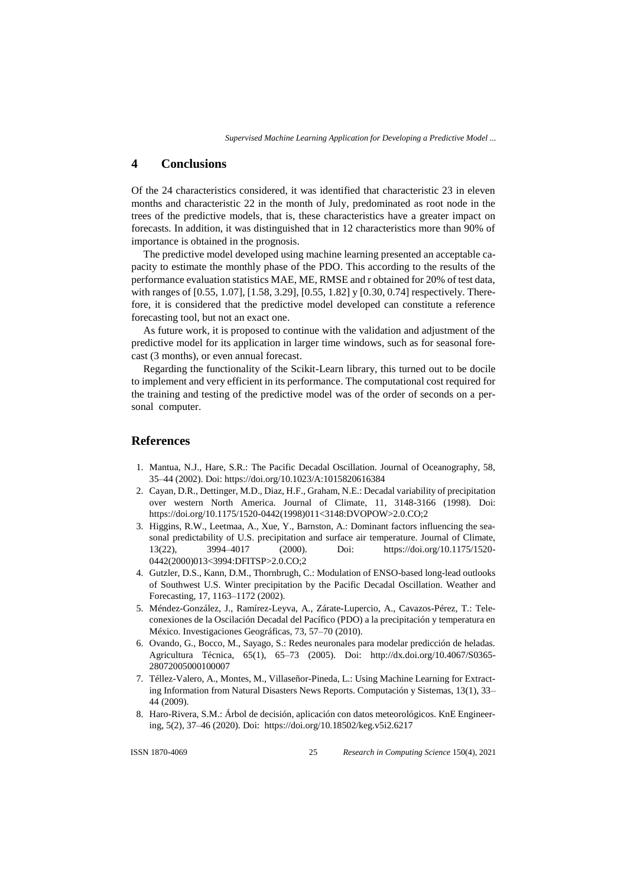## 4 Conclusions

Of the 24 characteristics considered, it was identified that characteristic 23 in eleven months and characteristic 22 in the month of July, predominated as root node in the trees of the predictive models, that is, these characteristics have a greater impact on forecasts. In addition, it was distinguished that in 12 characteristics more than 90% of importance is obtained in the prognosis.

The predictive model developed using machine learning presented an acceptable capacity to estimate the monthly phase of the PDO. This according to the results of the performance evaluation statistics MAE, ME, RMSE and r obtained for 20% of test data, with ranges of [0.55, 1.07], [1.58, 3.29], [0.55, 1.82] y [0.30, 0.74] respectively. Therefore, it is considered that the predictive model developed can constitute a reference forecasting tool, but not an exact one.

As future work, it is proposed to continue with the validation and adjustment of the predictive model for its application in larger time windows, such as for seasonal forecast (3 months), or even annual forecast.

Regarding the functionality of the Scikit-Learn library, this turned out to be docile to implement and very efficient in its performance. The computational cost required for the training and testing of the predictive model was of the order of seconds on a personal computer.

## References

1. Mantua, N.J., Hare, S.R.: The Pacific Decadal Oscillation. Journal of Oceanography, 58, 35–44 (2002). Doi: https://doi.org/10.1023/A:1015820616384
2. Cayan, D.R., Dettinger, M.D., Diaz, H.F., Graham, N.E.: Decadal variability of precipitation over western North America. Journal of Climate, 11, 3148-3166 (1998). Doi: https://doi.org/10.1175/1520-0442(1998)011<3148:DVOPOW>2.0.CO;2
3. Higgins, R.W., Leetmaa, A., Xue, Y., Barnston, A.: Dominant factors influencing the seasonal predictability of U.S. precipitation and surface air temperature. Journal of Climate, 13(22), 3994–4017 (2000). Doi: https://doi.org/10.1175/1520-0442(2000)013<3994:DFITSP>2.0.CO;2
4. Gutzler, D.S., Kann, D.M., Thornbrugh, C.: Modulation of ENSO-based long-lead outlooks of Southwest U.S. Winter precipitation by the Pacific Decadal Oscillation. Weather and Forecasting, 17, 1163–1172 (2002).
5. Méndez-González, J., Ramírez-Leyva, A., Zárate-Lupercio, A., Cavazos-Pérez, T.: Teleconexiones de la Oscilación Decadal del Pacífico (PDO) a la precipitación y temperatura en México. Investigaciones Geográficas, 73, 57–70 (2010).
6. Ovando, G., Bocco, M., Sayago, S.: Redes neuronales para modelar predicción de heladas. Agricultura Técnica, 65(1), 65–73 (2005). Doi: http://dx.doi.org/10.4067/S0365-28072005000100007
7. Téllez-Valero, A., Montes, M., Villaseñor-Pineda, L.: Using Machine Learning for Extracting Information from Natural Disasters News Reports. Computación y Sistemas, 13(1), 33–44 (2009).
8. Haro-Rivera, S.M.: Árbol de decisión, aplicación con datos meteorológicos. KnE Engineering, 5(2), 37–46 (2020). Doi: https://doi.org/10.18502/keg.v5i2.6217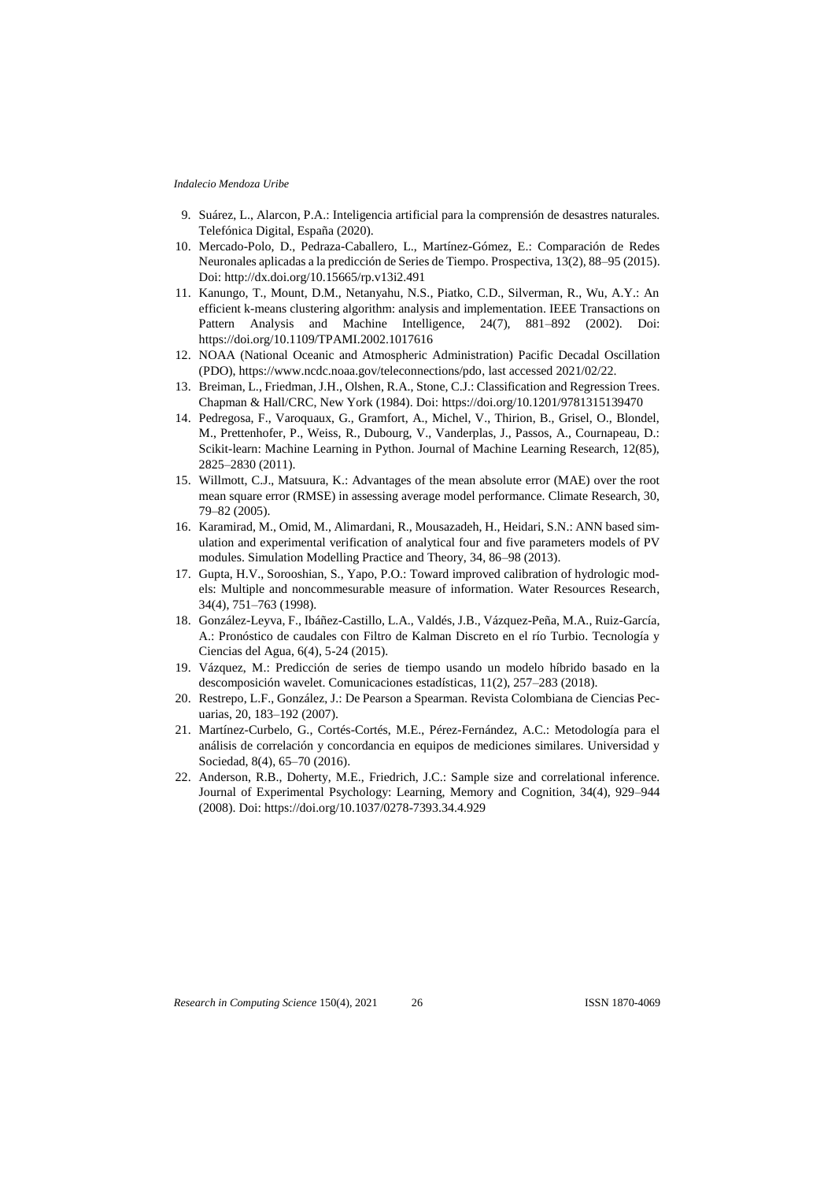9. Suárez, L., Alarcon, P.A.: Inteligencia artificial para la comprensión de desastres naturales. Telefónica Digital, España (2020).
10. Mercado-Polo, D., Pedraza-Caballero, L., Martínez-Gómez, E.: Comparación de Redes Neuronales aplicadas a la predicción de Series de Tiempo. Prospectiva, 13(2), 88–95 (2015). Doi: http://dx.doi.org/10.15665/rp.v13i2.491
11. Kanungo, T., Mount, D.M., Netanyahu, N.S., Piatko, C.D., Silverman, R., Wu, A.Y.: An efficient k-means clustering algorithm: analysis and implementation. IEEE Transactions on Pattern Analysis and Machine Intelligence, 24(7), 881–892 (2002). Doi: https://doi.org/10.1109/TPAMI.2002.1017616
12. NOAA (National Oceanic and Atmospheric Administration) Pacific Decadal Oscillation (PDO), https://www.ncdc.noaa.gov/teleconnections/pdo, last accessed 2021/02/22.
13. Breiman, L., Friedman, J.H., Olshen, R.A., Stone, C.J.: Classification and Regression Trees. Chapman & Hall/CRC, New York (1984). Doi: https://doi.org/10.1201/9781315139470
14. Pedregosa, F., Varoquaux, G., Gramfort, A., Michel, V., Thirion, B., Grisel, O., Blondel, M., Prettenhofer, P., Weiss, R., Dubourg, V., Vanderplas, J., Passos, A., Cournapeau, D.: Scikit-learn: Machine Learning in Python. Journal of Machine Learning Research, 12(85), 2825–2830 (2011).
15. Willmott, C.J., Matsuura, K.: Advantages of the mean absolute error (MAE) over the root mean square error (RMSE) in assessing average model performance. Climate Research, 30, 79–82 (2005).
16. Karamirad, M., Omid, M., Alimardani, R., Mousazadeh, H., Heidari, S.N.: ANN based simulation and experimental verification of analytical four and five parameters models of PV modules. Simulation Modelling Practice and Theory, 34, 86–98 (2013).
17. Gupta, H.V., Sorooshian, S., Yapo, P.O.: Toward improved calibration of hydrologic models: Multiple and noncommesurable measure of information. Water Resources Research, 34(4), 751–763 (1998).
18. González-Leyva, F., Ibáñez-Castillo, L.A., Valdés, J.B., Vázquez-Peña, M.A., Ruiz-García, A.: Pronóstico de caudales con Filtro de Kalman Discreto en el río Turbio. Tecnología y Ciencias del Agua, 6(4), 5-24 (2015).
19. Vázquez, M.: Predicción de series de tiempo usando un modelo híbrido basado en la descomposición wavelet. Comunicaciones estadísticas, 11(2), 257–283 (2018).
20. Restrepo, L.F., González, J.: De Pearson a Spearman. Revista Colombiana de Ciencias Pecuarias, 20, 183–192 (2007).
21. Martínez-Curbelo, G., Cortés-Cortés, M.E., Pérez-Fernández, A.C.: Metodología para el análisis de correlación y concordancia en equipos de mediciones similares. Universidad y Sociedad, 8(4), 65–70 (2016).
22. Anderson, R.B., Doherty, M.E., Friedrich, J.C.: Sample size and correlational inference. Journal of Experimental Psychology: Learning, Memory and Cognition, 34(4), 929–944 (2008). Doi: https://doi.org/10.1037/0278-7393.34.4.929